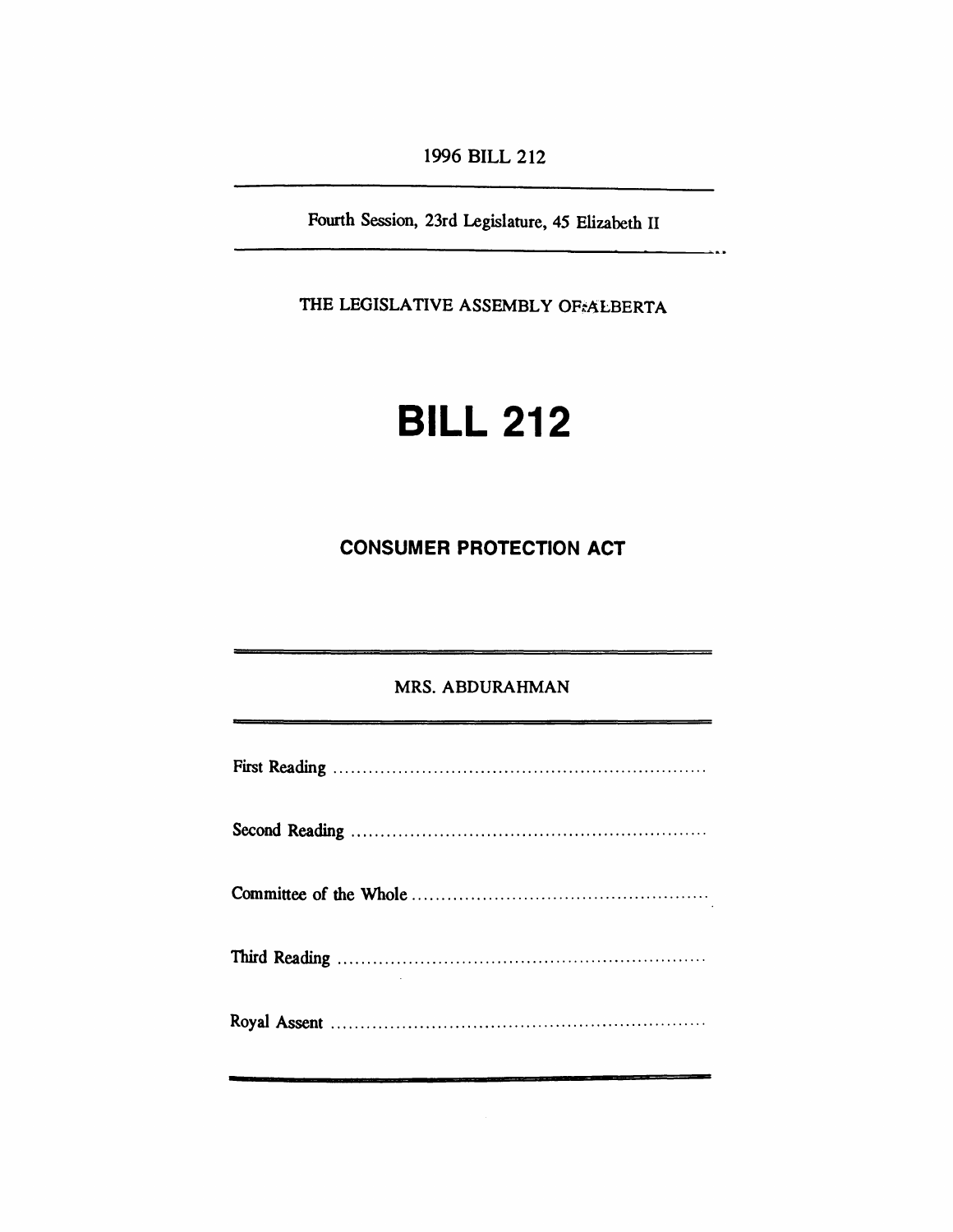1996 BILL 212

Fourth Session, 23rd Legislature, 45 Elizabeth II

THE LEGISLATIVE ASSEMBLY OF ALBERTA

# BILL 212

## CONSUMER PROTECTION ACT

MRS. ABDURAHMAN

First Reading ..........................................................

Second Reading ..........................................................

Committee of the Whole ..........................................................

Third Reading ..........................................................

Royal Assent ..........................................................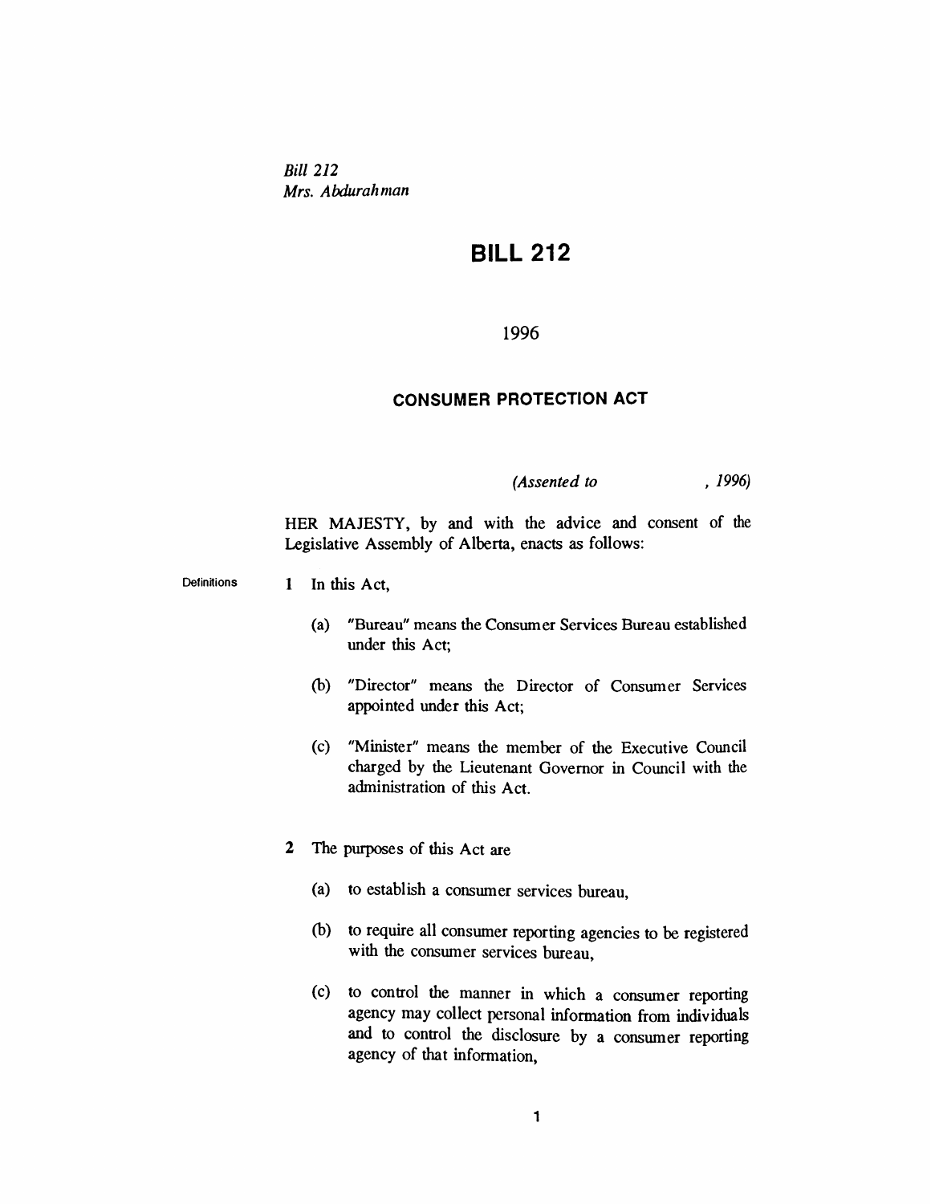*Bill 212*
*Mrs. Abdurahman*

# BILL 212

1996

## CONSUMER PROTECTION ACT

*(Assented to , 1996)*

HER MAJESTY, by and with the advice and consent of the Legislative Assembly of Alberta, enacts as follows:

Definitions

**1** In this Act,

(a) "Bureau" means the Consumer Services Bureau established under this Act;

(b) "Director" means the Director of Consumer Services appointed under this Act;

(c) "Minister" means the member of the Executive Council charged by the Lieutenant Governor in Council with the administration of this Act.

**2** The purposes of this Act are

(a) to establish a consumer services bureau,

(b) to require all consumer reporting agencies to be registered with the consumer services bureau,

(c) to control the manner in which a consumer reporting agency may collect personal information from individuals and to control the disclosure by a consumer reporting agency of that information,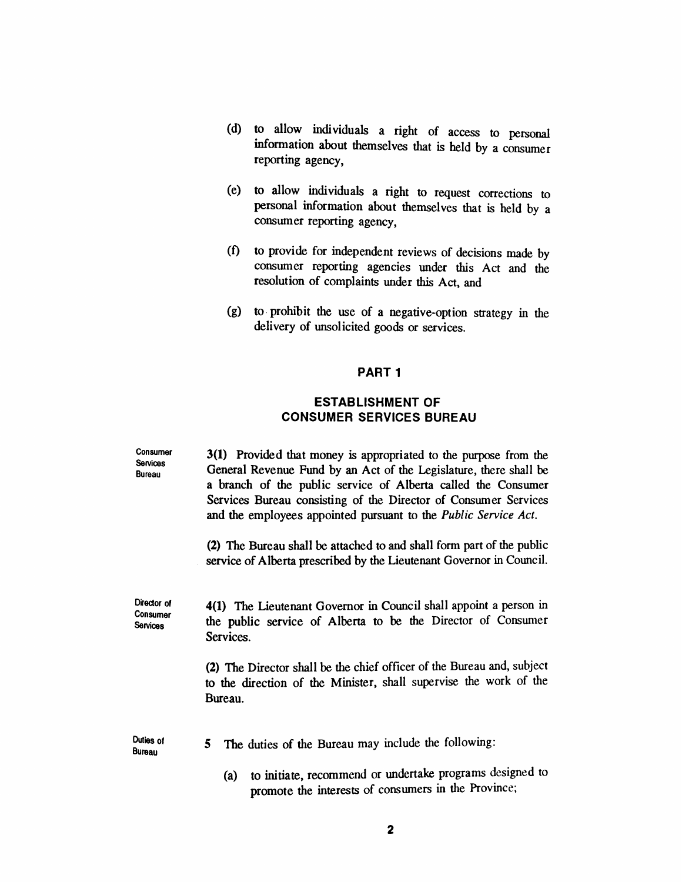(d) to allow individuals a right of access to personal information about themselves that is held by a consumer reporting agency,

(e) to allow individuals a right to request corrections to personal information about themselves that is held by a consumer reporting agency,

(f) to provide for independent reviews of decisions made by consumer reporting agencies under this Act and the resolution of complaints under this Act, and

(g) to prohibit the use of a negative-option strategy in the delivery of unsolicited goods or services.

## PART 1

## ESTABLISHMENT OF CONSUMER SERVICES BUREAU

Consumer Services Bureau

**3(1)** Provided that money is appropriated to the purpose from the General Revenue Fund by an Act of the Legislature, there shall be a branch of the public service of Alberta called the Consumer Services Bureau consisting of the Director of Consumer Services and the employees appointed pursuant to the *Public Service Act*.

**(2)** The Bureau shall be attached to and shall form part of the public service of Alberta prescribed by the Lieutenant Governor in Council.

Director of Consumer Services

**4(1)** The Lieutenant Governor in Council shall appoint a person in the public service of Alberta to be the Director of Consumer Services.

**(2)** The Director shall be the chief officer of the Bureau and, subject to the direction of the Minister, shall supervise the work of the Bureau.

Duties of Bureau

**5** The duties of the Bureau may include the following:

(a) to initiate, recommend or undertake programs designed to promote the interests of consumers in the Province;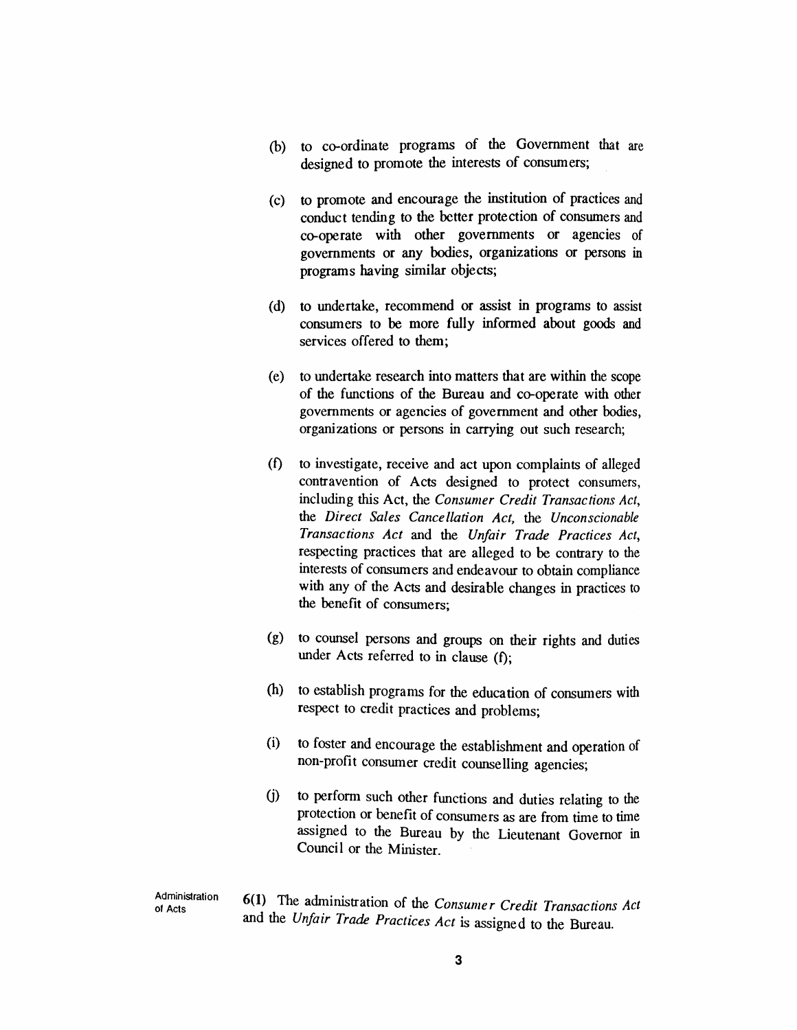(b) to co-ordinate programs of the Government that are designed to promote the interests of consumers;

(c) to promote and encourage the institution of practices and conduct tending to the better protection of consumers and co-operate with other governments or agencies of governments or any bodies, organizations or persons in programs having similar objects;

(d) to undertake, recommend or assist in programs to assist consumers to be more fully informed about goods and services offered to them;

(e) to undertake research into matters that are within the scope of the functions of the Bureau and co-operate with other governments or agencies of government and other bodies, organizations or persons in carrying out such research;

(f) to investigate, receive and act upon complaints of alleged contravention of Acts designed to protect consumers, including this Act, the *Consumer Credit Transactions Act*, the *Direct Sales Cancellation Act*, the *Unconscionable Transactions Act* and the *Unfair Trade Practices Act*, respecting practices that are alleged to be contrary to the interests of consumers and endeavour to obtain compliance with any of the Acts and desirable changes in practices to the benefit of consumers;

(g) to counsel persons and groups on their rights and duties under Acts referred to in clause (f);

(h) to establish programs for the education of consumers with respect to credit practices and problems;

(i) to foster and encourage the establishment and operation of non-profit consumer credit counselling agencies;

(j) to perform such other functions and duties relating to the protection or benefit of consumers as are from time to time assigned to the Bureau by the Lieutenant Governor in Council or the Minister.

Administration of Acts

**6(1)** The administration of the *Consumer Credit Transactions Act* and the *Unfair Trade Practices Act* is assigned to the Bureau.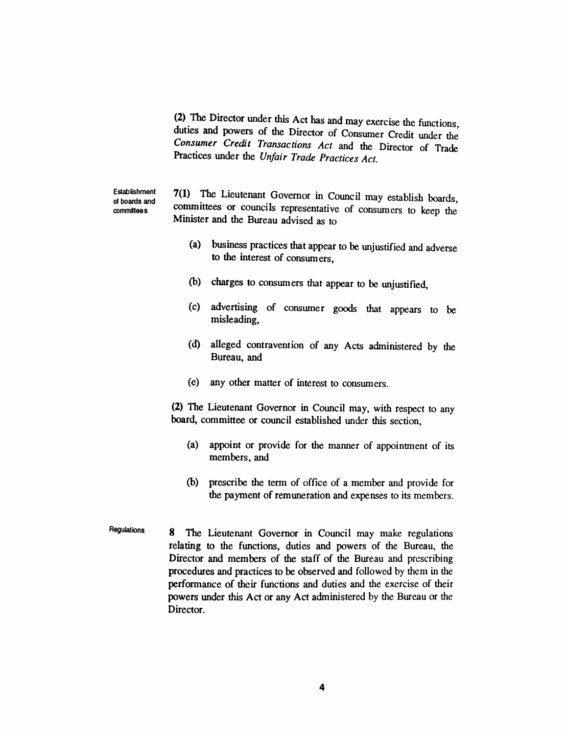(2) The Director under this Act has and may exercise the functions, duties and powers of the Director of Consumer Credit under the *Consumer Credit Transactions Act* and the Director of Trade Practices under the *Unfair Trade Practices Act*.

Establishment of boards and committees

**7(1)** The Lieutenant Governor in Council may establish boards, committees or councils representative of consumers to keep the Minister and the Bureau advised as to

(a) business practices that appear to be unjustified and adverse to the interest of consumers,

(b) charges to consumers that appear to be unjustified,

(c) advertising of consumer goods that appears to be misleading,

(d) alleged contravention of any Acts administered by the Bureau, and

(e) any other matter of interest to consumers.

**(2)** The Lieutenant Governor in Council may, with respect to any board, committee or council established under this section,

(a) appoint or provide for the manner of appointment of its members, and

(b) prescribe the term of office of a member and provide for the payment of remuneration and expenses to its members.

Regulations

**8** The Lieutenant Governor in Council may make regulations relating to the functions, duties and powers of the Bureau, the Director and members of the staff of the Bureau and prescribing procedures and practices to be observed and followed by them in the performance of their functions and duties and the exercise of their powers under this Act or any Act administered by the Bureau or the Director.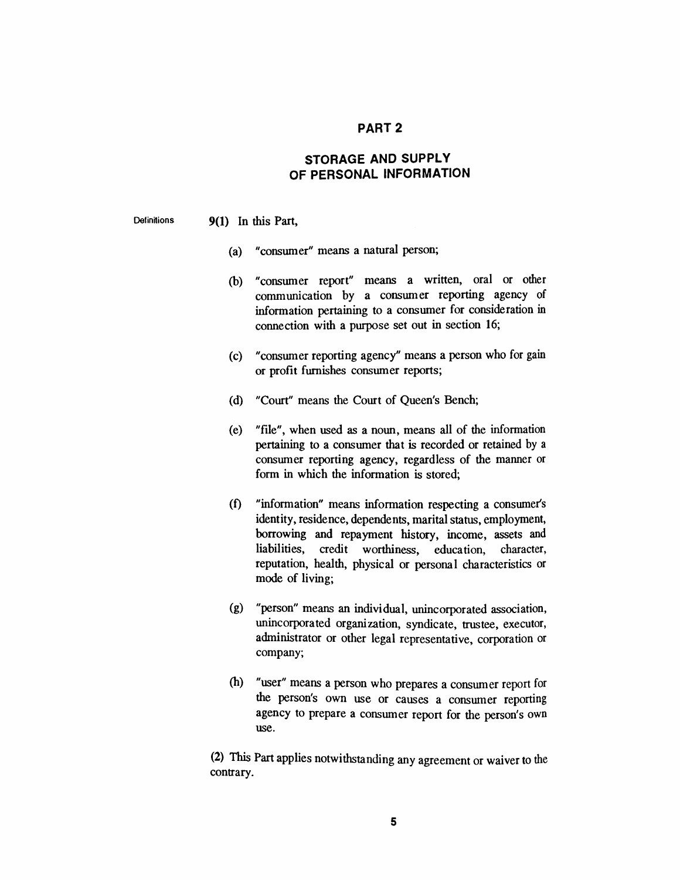## PART 2

## STORAGE AND SUPPLY OF PERSONAL INFORMATION

Definitions

**9(1)** In this Part,

(a) "consumer" means a natural person;

(b) "consumer report" means a written, oral or other communication by a consumer reporting agency of information pertaining to a consumer for consideration in connection with a purpose set out in section 16;

(c) "consumer reporting agency" means a person who for gain or profit furnishes consumer reports;

(d) "Court" means the Court of Queen's Bench;

(e) "file", when used as a noun, means all of the information pertaining to a consumer that is recorded or retained by a consumer reporting agency, regardless of the manner or form in which the information is stored;

(f) "information" means information respecting a consumer's identity, residence, dependents, marital status, employment, borrowing and repayment history, income, assets and liabilities, credit worthiness, education, character, reputation, health, physical or personal characteristics or mode of living;

(g) "person" means an individual, unincorporated association, unincorporated organization, syndicate, trustee, executor, administrator or other legal representative, corporation or company;

(h) "user" means a person who prepares a consumer report for the person's own use or causes a consumer reporting agency to prepare a consumer report for the person's own use.

**(2)** This Part applies notwithstanding any agreement or waiver to the contrary.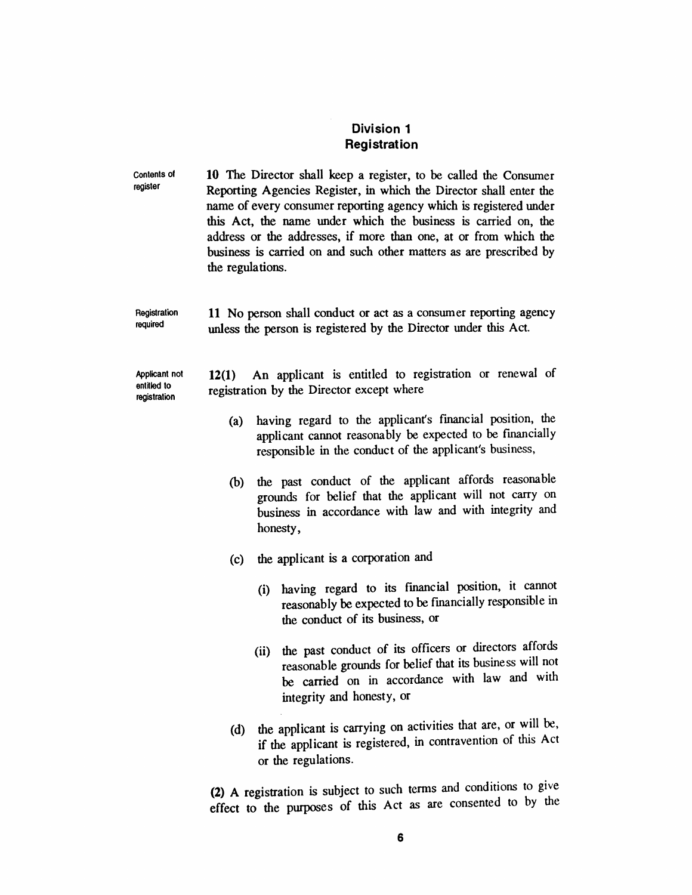## Division 1
## Registration

**Contents of register**

**10** The Director shall keep a register, to be called the Consumer Reporting Agencies Register, in which the Director shall enter the name of every consumer reporting agency which is registered under this Act, the name under which the business is carried on, the address or the addresses, if more than one, at or from which the business is carried on and such other matters as are prescribed by the regulations.

**Registration required**

**11** No person shall conduct or act as a consumer reporting agency unless the person is registered by the Director under this Act.

**Applicant not entitled to registration**

**12(1)** An applicant is entitled to registration or renewal of registration by the Director except where

- (a) having regard to the applicant's financial position, the applicant cannot reasonably be expected to be financially responsible in the conduct of the applicant's business,
- (b) the past conduct of the applicant affords reasonable grounds for belief that the applicant will not carry on business in accordance with law and with integrity and honesty,
- (c) the applicant is a corporation and
  - (i) having regard to its financial position, it cannot reasonably be expected to be financially responsible in the conduct of its business, or
  - (ii) the past conduct of its officers or directors affords reasonable grounds for belief that its business will not be carried on in accordance with law and with integrity and honesty, or
- (d) the applicant is carrying on activities that are, or will be, if the applicant is registered, in contravention of this Act or the regulations.

**(2)** A registration is subject to such terms and conditions to give effect to the purposes of this Act as are consented to by the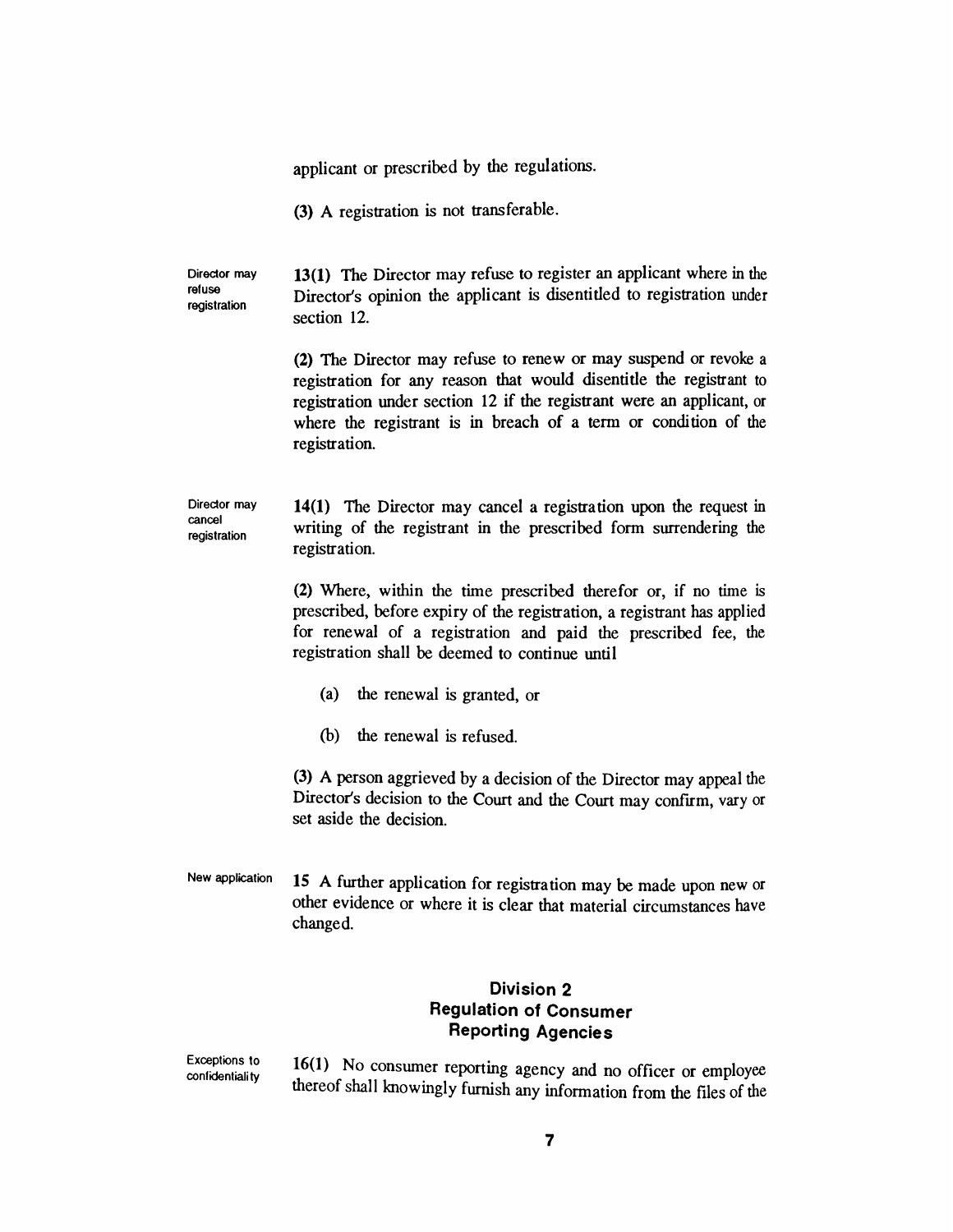applicant or prescribed by the regulations.

**(3)** A registration is not transferable.

Director may refuse registration

**13(1)** The Director may refuse to register an applicant where in the Director's opinion the applicant is disentitled to registration under section 12.

**(2)** The Director may refuse to renew or may suspend or revoke a registration for any reason that would disentitle the registrant to registration under section 12 if the registrant were an applicant, or where the registrant is in breach of a term or condition of the registration.

Director may cancel registration

**14(1)** The Director may cancel a registration upon the request in writing of the registrant in the prescribed form surrendering the registration.

**(2)** Where, within the time prescribed therefor or, if no time is prescribed, before expiry of the registration, a registrant has applied for renewal of a registration and paid the prescribed fee, the registration shall be deemed to continue until

(a) the renewal is granted, or

(b) the renewal is refused.

**(3)** A person aggrieved by a decision of the Director may appeal the Director's decision to the Court and the Court may confirm, vary or set aside the decision.

New application

**15** A further application for registration may be made upon new or other evidence or where it is clear that material circumstances have changed.

## Division 2
## Regulation of Consumer Reporting Agencies

Exceptions to confidentiality

**16(1)** No consumer reporting agency and no officer or employee thereof shall knowingly furnish any information from the files of the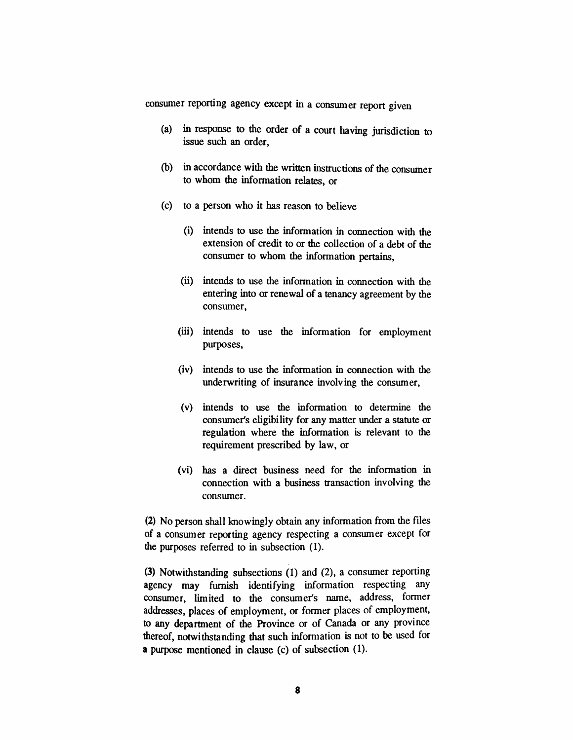consumer reporting agency except in a consumer report given

(a) in response to the order of a court having jurisdiction to issue such an order,

(b) in accordance with the written instructions of the consumer to whom the information relates, or

(c) to a person who it has reason to believe

(i) intends to use the information in connection with the extension of credit to or the collection of a debt of the consumer to whom the information pertains,

(ii) intends to use the information in connection with the entering into or renewal of a tenancy agreement by the consumer,

(iii) intends to use the information for employment purposes,

(iv) intends to use the information in connection with the underwriting of insurance involving the consumer,

(v) intends to use the information to determine the consumer's eligibility for any matter under a statute or regulation where the information is relevant to the requirement prescribed by law, or

(vi) has a direct business need for the information in connection with a business transaction involving the consumer.

(2) No person shall knowingly obtain any information from the files of a consumer reporting agency respecting a consumer except for the purposes referred to in subsection (1).

(3) Notwithstanding subsections (1) and (2), a consumer reporting agency may furnish identifying information respecting any consumer, limited to the consumer's name, address, former addresses, places of employment, or former places of employment, to any department of the Province or of Canada or any province thereof, notwithstanding that such information is not to be used for a purpose mentioned in clause (c) of subsection (1).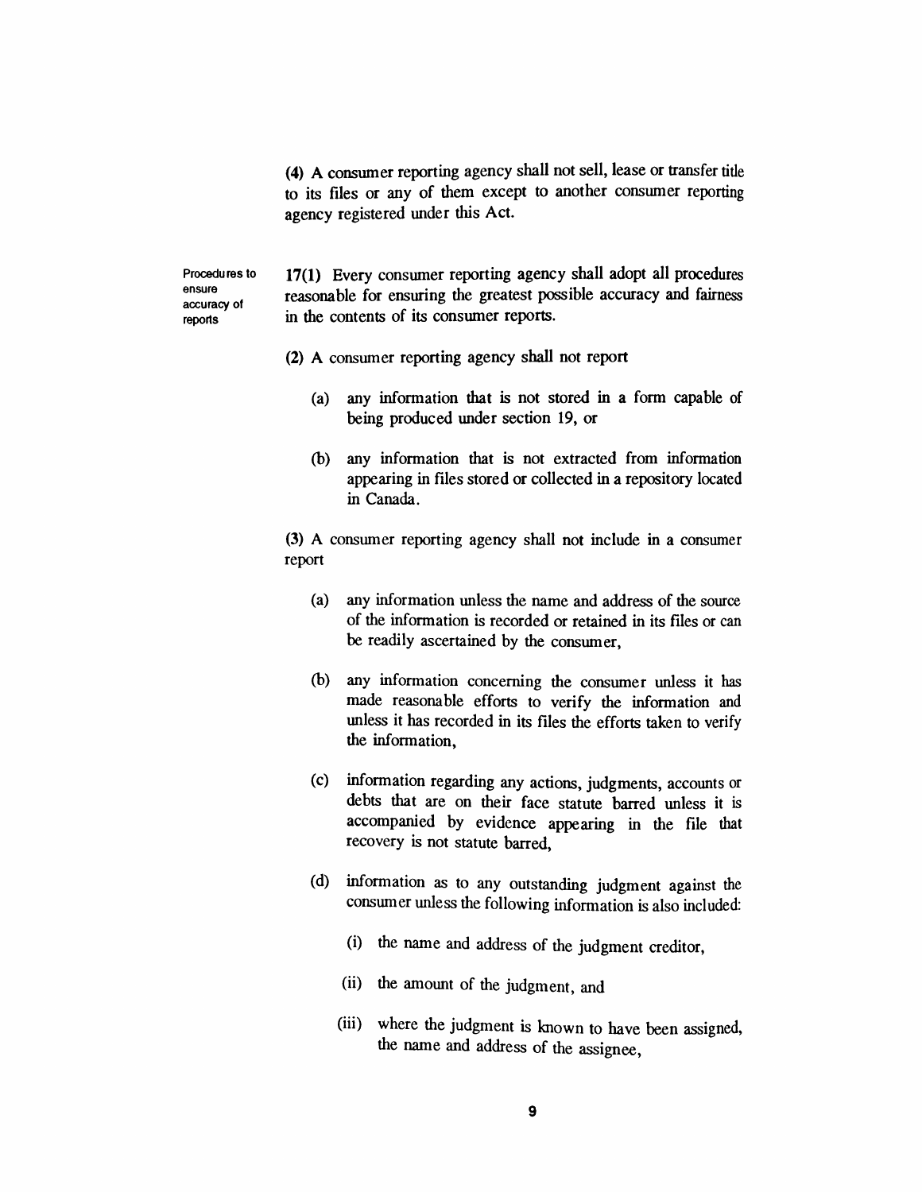(4) A consumer reporting agency shall not sell, lease or transfer title to its files or any of them except to another consumer reporting agency registered under this Act.

Procedures to ensure accuracy of reports

**17(1)** Every consumer reporting agency shall adopt all procedures reasonable for ensuring the greatest possible accuracy and fairness in the contents of its consumer reports.

(2) A consumer reporting agency shall not report

(a) any information that is not stored in a form capable of being produced under section 19, or

(b) any information that is not extracted from information appearing in files stored or collected in a repository located in Canada.

(3) A consumer reporting agency shall not include in a consumer report

(a) any information unless the name and address of the source of the information is recorded or retained in its files or can be readily ascertained by the consumer,

(b) any information concerning the consumer unless it has made reasonable efforts to verify the information and unless it has recorded in its files the efforts taken to verify the information,

(c) information regarding any actions, judgments, accounts or debts that are on their face statute barred unless it is accompanied by evidence appearing in the file that recovery is not statute barred,

(d) information as to any outstanding judgment against the consumer unless the following information is also included:

(i) the name and address of the judgment creditor,

(ii) the amount of the judgment, and

(iii) where the judgment is known to have been assigned, the name and address of the assignee,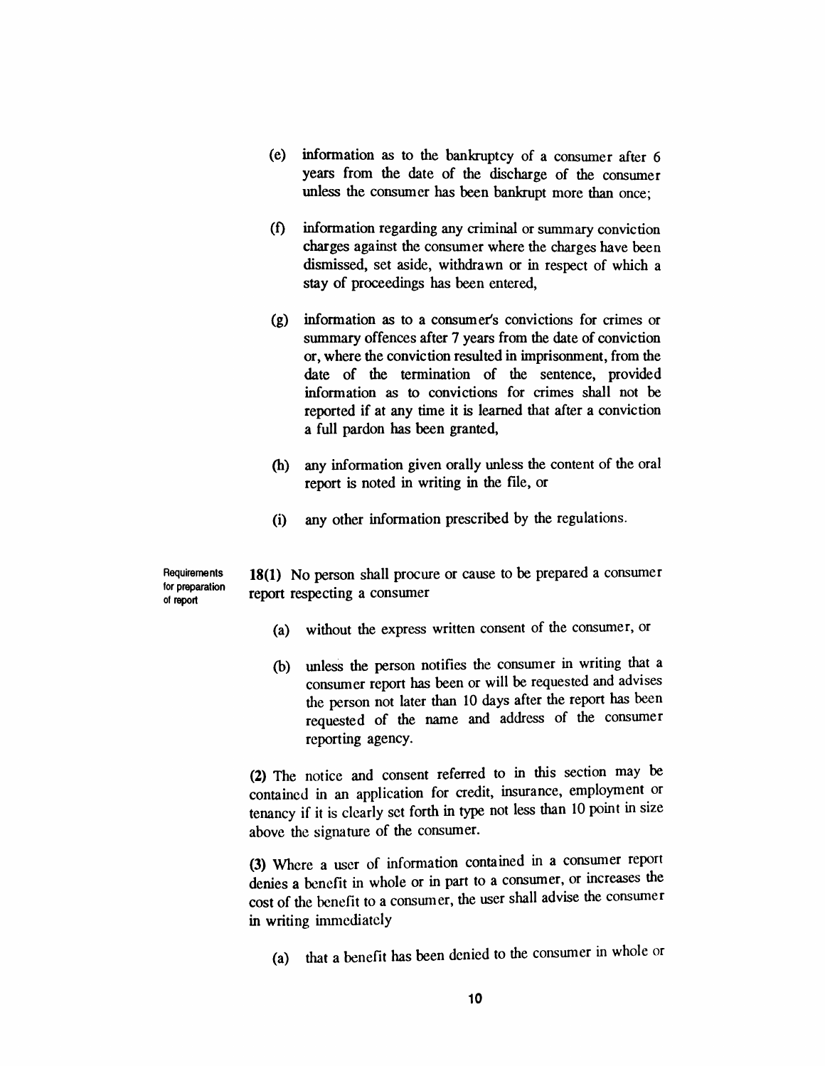(e) information as to the bankruptcy of a consumer after 6 years from the date of the discharge of the consumer unless the consumer has been bankrupt more than once;

(f) information regarding any criminal or summary conviction charges against the consumer where the charges have been dismissed, set aside, withdrawn or in respect of which a stay of proceedings has been entered,

(g) information as to a consumer's convictions for crimes or summary offences after 7 years from the date of conviction or, where the conviction resulted in imprisonment, from the date of the termination of the sentence, provided information as to convictions for crimes shall not be reported if at any time it is learned that after a conviction a full pardon has been granted,

(h) any information given orally unless the content of the oral report is noted in writing in the file, or

(i) any other information prescribed by the regulations.

Requirements for preparation of report

**18(1)** No person shall procure or cause to be prepared a consumer report respecting a consumer

(a) without the express written consent of the consumer, or

(b) unless the person notifies the consumer in writing that a consumer report has been or will be requested and advises the person not later than 10 days after the report has been requested of the name and address of the consumer reporting agency.

**(2)** The notice and consent referred to in this section may be contained in an application for credit, insurance, employment or tenancy if it is clearly set forth in type not less than 10 point in size above the signature of the consumer.

**(3)** Where a user of information contained in a consumer report denies a benefit in whole or in part to a consumer, or increases the cost of the benefit to a consumer, the user shall advise the consumer in writing immediately

(a) that a benefit has been denied to the consumer in whole or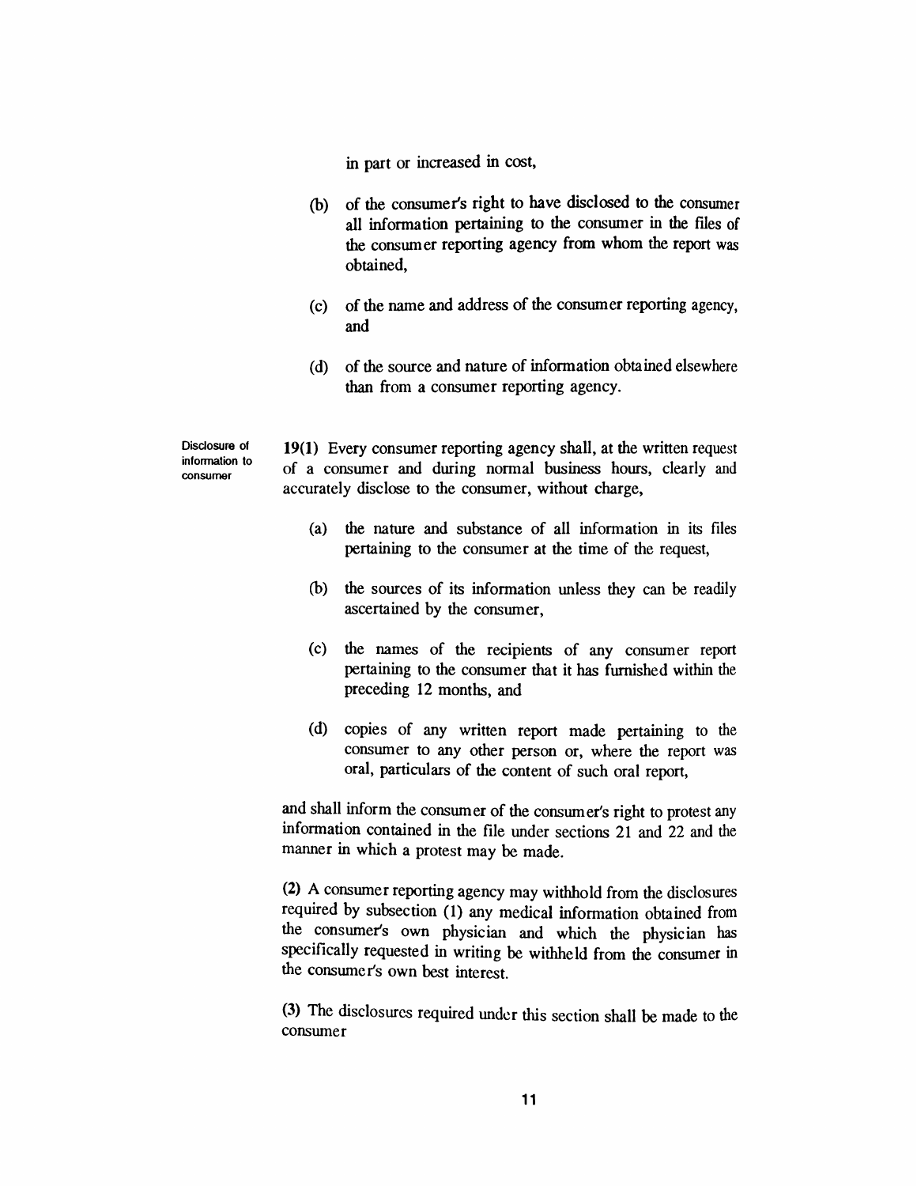in part or increased in cost,

(b) of the consumer's right to have disclosed to the consumer all information pertaining to the consumer in the files of the consumer reporting agency from whom the report was obtained,

(c) of the name and address of the consumer reporting agency, and

(d) of the source and nature of information obtained elsewhere than from a consumer reporting agency.

Disclosure of information to consumer

**19(1)** Every consumer reporting agency shall, at the written request of a consumer and during normal business hours, clearly and accurately disclose to the consumer, without charge,

(a) the nature and substance of all information in its files pertaining to the consumer at the time of the request,

(b) the sources of its information unless they can be readily ascertained by the consumer,

(c) the names of the recipients of any consumer report pertaining to the consumer that it has furnished within the preceding 12 months, and

(d) copies of any written report made pertaining to the consumer to any other person or, where the report was oral, particulars of the content of such oral report,

and shall inform the consumer of the consumer's right to protest any information contained in the file under sections 21 and 22 and the manner in which a protest may be made.

**(2)** A consumer reporting agency may withhold from the disclosures required by subsection (1) any medical information obtained from the consumer's own physician and which the physician has specifically requested in writing be withheld from the consumer in the consumer's own best interest.

**(3)** The disclosures required under this section shall be made to the consumer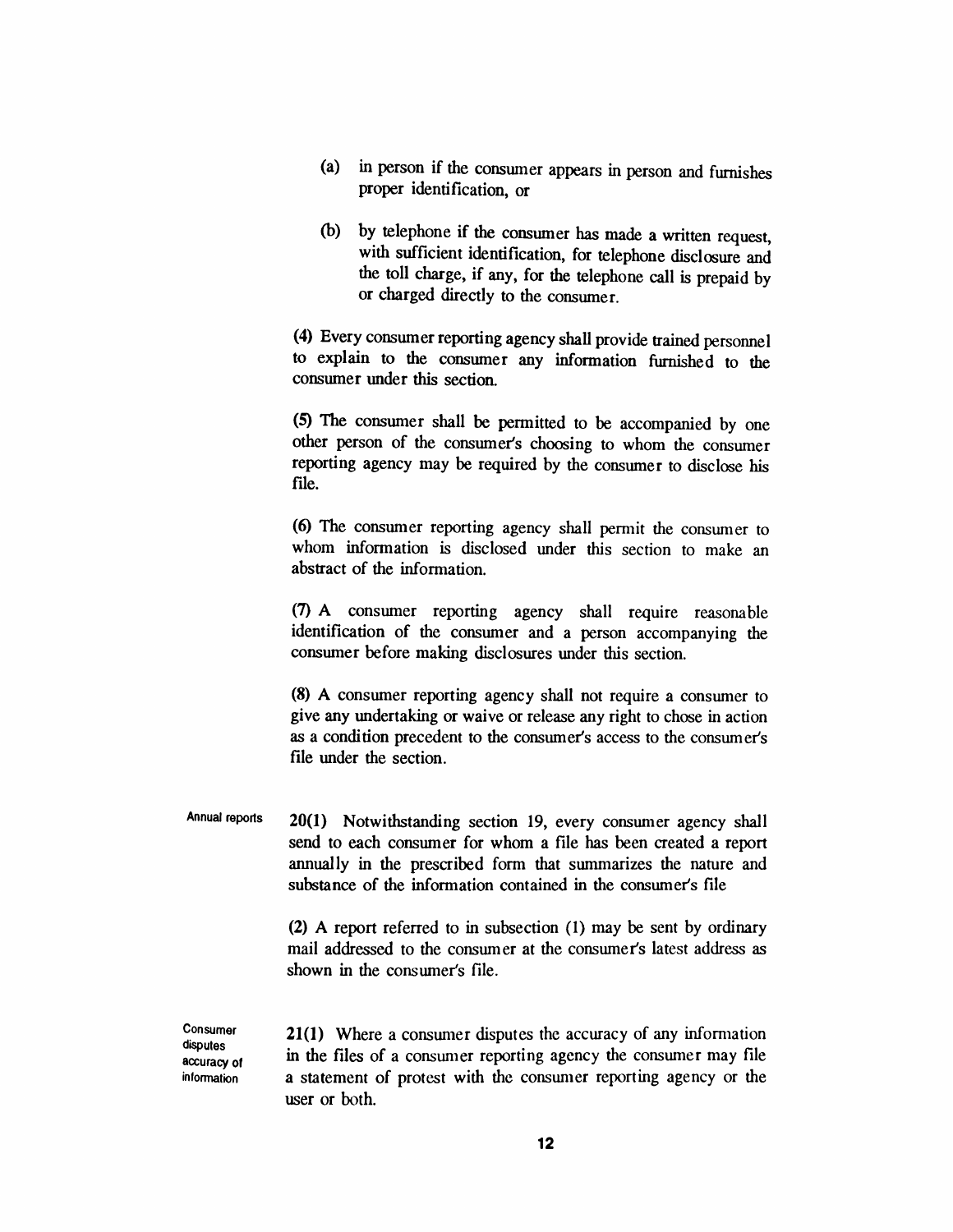(a) in person if the consumer appears in person and furnishes proper identification, or

(b) by telephone if the consumer has made a written request, with sufficient identification, for telephone disclosure and the toll charge, if any, for the telephone call is prepaid by or charged directly to the consumer.

(4) Every consumer reporting agency shall provide trained personnel to explain to the consumer any information furnished to the consumer under this section.

(5) The consumer shall be permitted to be accompanied by one other person of the consumer's choosing to whom the consumer reporting agency may be required by the consumer to disclose his file.

(6) The consumer reporting agency shall permit the consumer to whom information is disclosed under this section to make an abstract of the information.

(7) A consumer reporting agency shall require reasonable identification of the consumer and a person accompanying the consumer before making disclosures under this section.

(8) A consumer reporting agency shall not require a consumer to give any undertaking or waive or release any right to chose in action as a condition precedent to the consumer's access to the consumer's file under the section.

Annual reports

**20(1)** Notwithstanding section 19, every consumer agency shall send to each consumer for whom a file has been created a report annually in the prescribed form that summarizes the nature and substance of the information contained in the consumer's file

(2) A report referred to in subsection (1) may be sent by ordinary mail addressed to the consumer at the consumer's latest address as shown in the consumer's file.

Consumer disputes accuracy of information

**21(1)** Where a consumer disputes the accuracy of any information in the files of a consumer reporting agency the consumer may file a statement of protest with the consumer reporting agency or the user or both.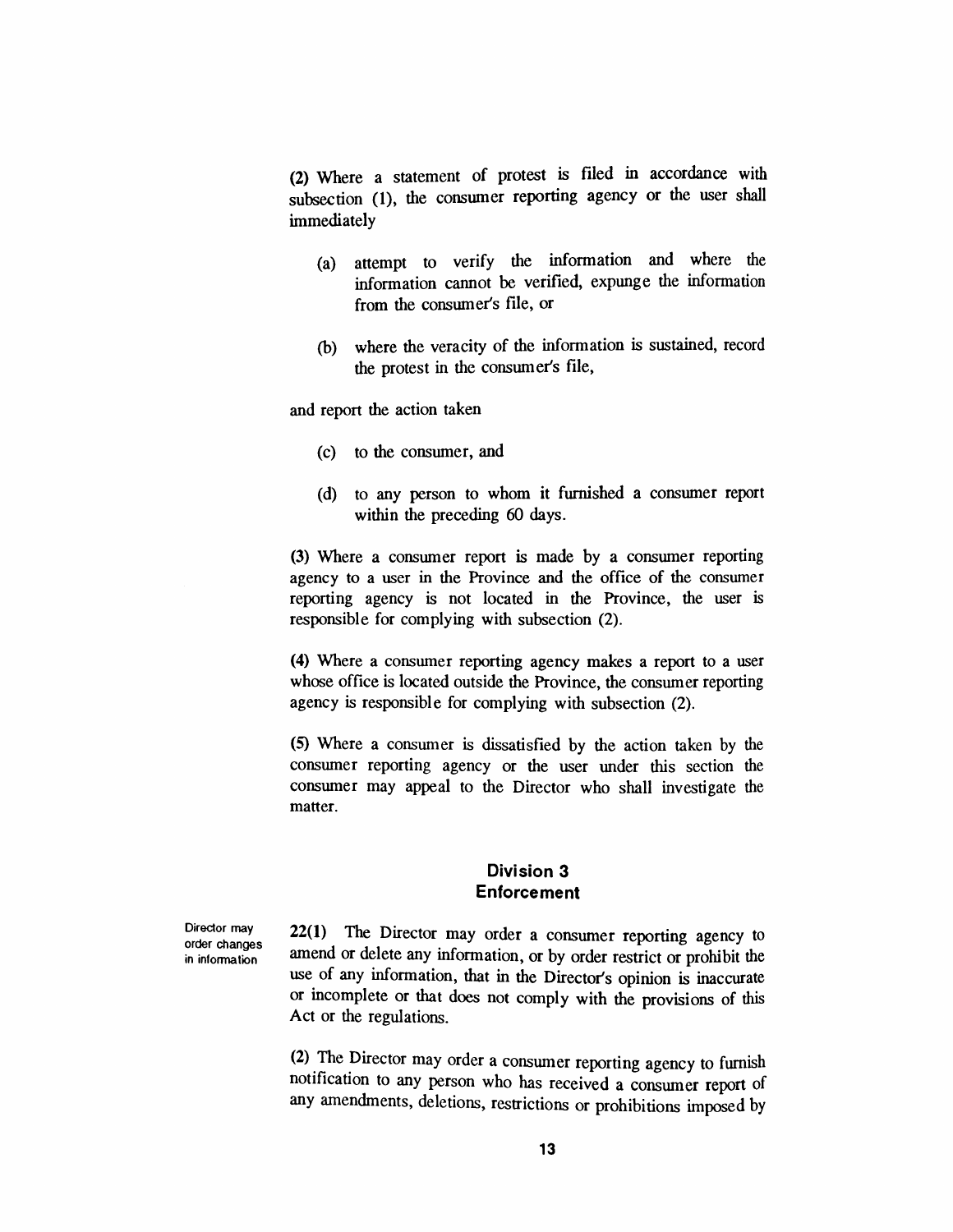(2) Where a statement of protest is filed in accordance with subsection (1), the consumer reporting agency or the user shall immediately

(a) attempt to verify the information and where the information cannot be verified, expunge the information from the consumer's file, or

(b) where the veracity of the information is sustained, record the protest in the consumer's file,

and report the action taken

(c) to the consumer, and

(d) to any person to whom it furnished a consumer report within the preceding 60 days.

(3) Where a consumer report is made by a consumer reporting agency to a user in the Province and the office of the consumer reporting agency is not located in the Province, the user is responsible for complying with subsection (2).

(4) Where a consumer reporting agency makes a report to a user whose office is located outside the Province, the consumer reporting agency is responsible for complying with subsection (2).

(5) Where a consumer is dissatisfied by the action taken by the consumer reporting agency or the user under this section the consumer may appeal to the Director who shall investigate the matter.

## Division 3
## Enforcement

Director may order changes in information

**22(1)** The Director may order a consumer reporting agency to amend or delete any information, or by order restrict or prohibit the use of any information, that in the Director's opinion is inaccurate or incomplete or that does not comply with the provisions of this Act or the regulations.

(2) The Director may order a consumer reporting agency to furnish notification to any person who has received a consumer report of any amendments, deletions, restrictions or prohibitions imposed by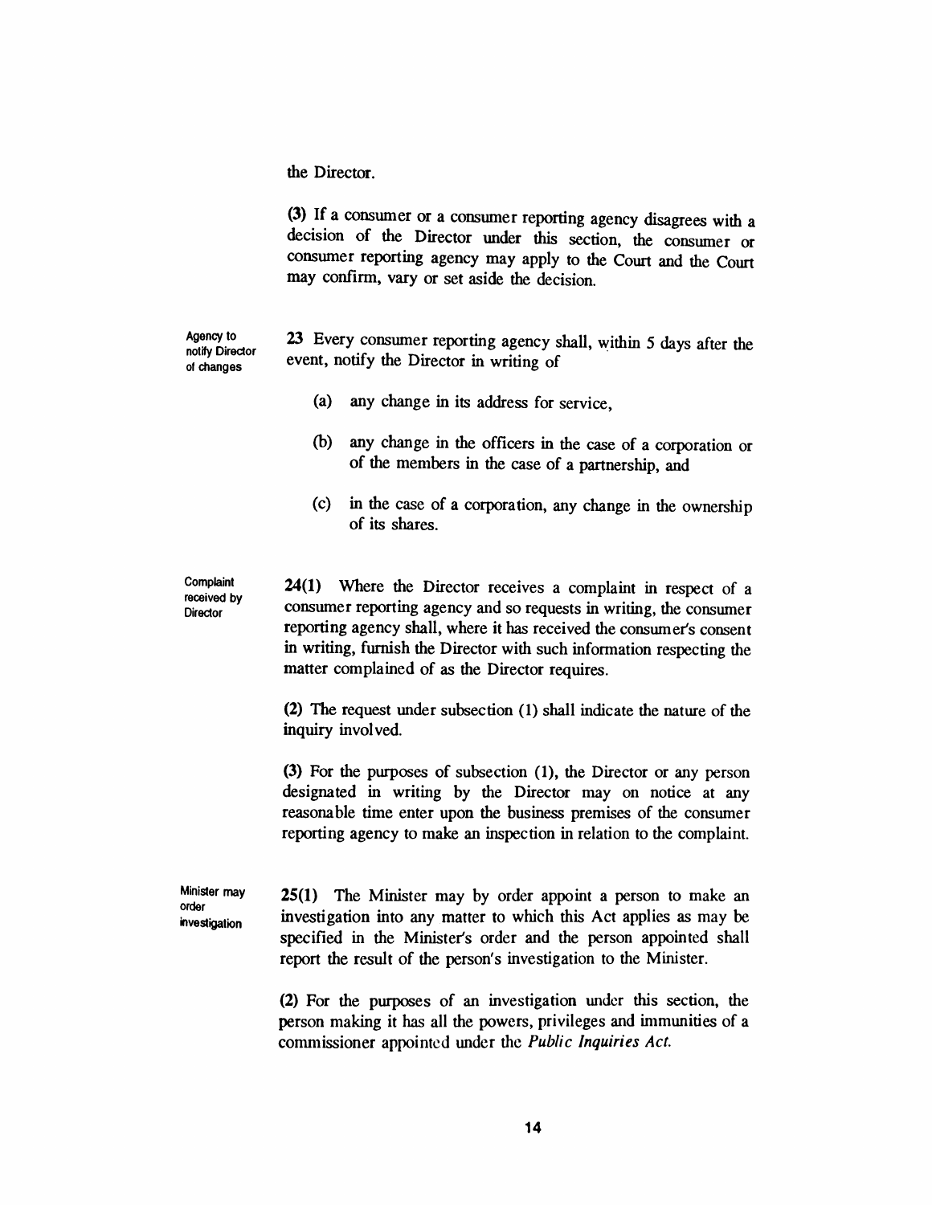the Director.

(3) If a consumer or a consumer reporting agency disagrees with a decision of the Director under this section, the consumer or consumer reporting agency may apply to the Court and the Court may confirm, vary or set aside the decision.

*Agency to notify Director of changes*

**23** Every consumer reporting agency shall, within 5 days after the event, notify the Director in writing of

- (a) any change in its address for service,
- (b) any change in the officers in the case of a corporation or of the members in the case of a partnership, and
- (c) in the case of a corporation, any change in the ownership of its shares.

*Complaint received by Director*

**24(1)** Where the Director receives a complaint in respect of a consumer reporting agency and so requests in writing, the consumer reporting agency shall, where it has received the consumer's consent in writing, furnish the Director with such information respecting the matter complained of as the Director requires.

(2) The request under subsection (1) shall indicate the nature of the inquiry involved.

(3) For the purposes of subsection (1), the Director or any person designated in writing by the Director may on notice at any reasonable time enter upon the business premises of the consumer reporting agency to make an inspection in relation to the complaint.

*Minister may order investigation*

**25(1)** The Minister may by order appoint a person to make an investigation into any matter to which this Act applies as may be specified in the Minister's order and the person appointed shall report the result of the person's investigation to the Minister.

(2) For the purposes of an investigation under this section, the person making it has all the powers, privileges and immunities of a commissioner appointed under the *Public Inquiries Act*.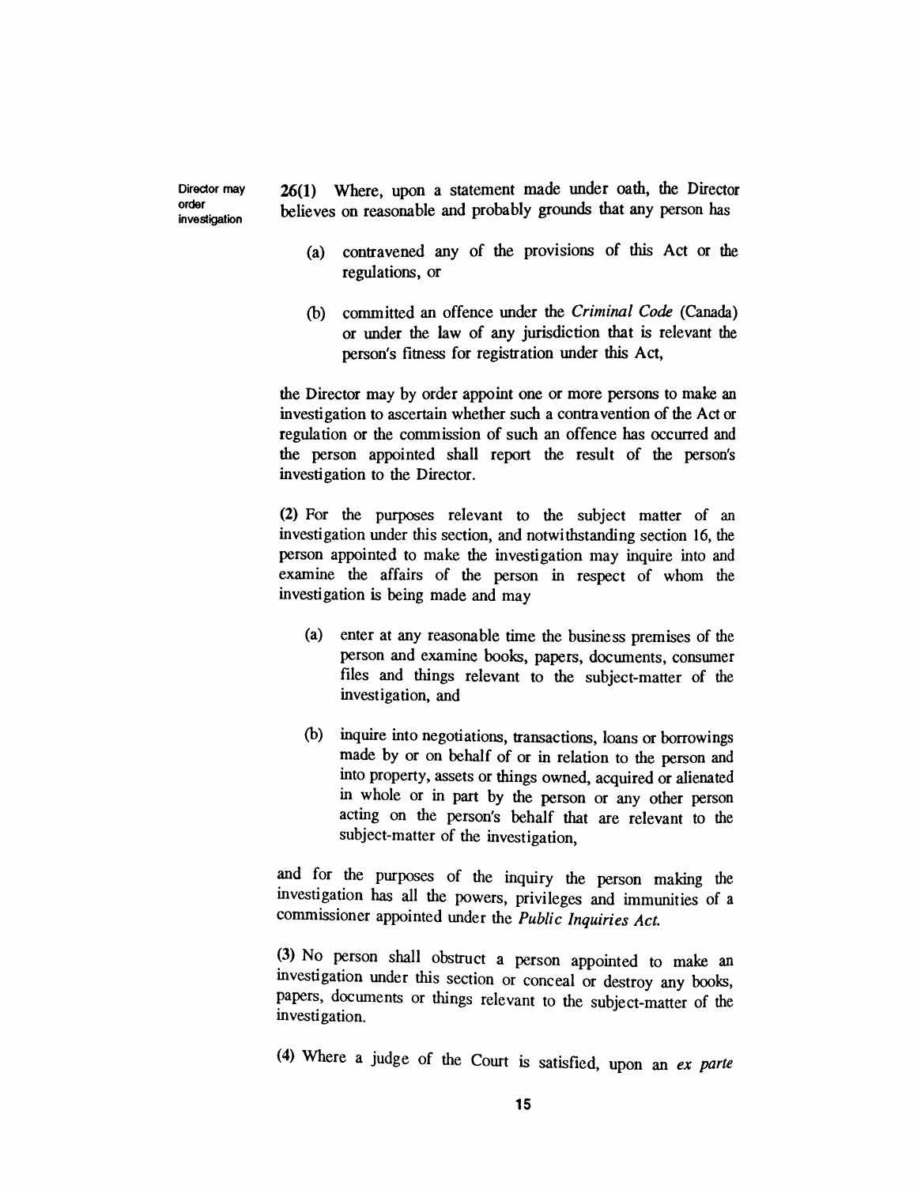**Director may order investigation**

26(1) Where, upon a statement made under oath, the Director believes on reasonable and probably grounds that any person has

(a) contravened any of the provisions of this Act or the regulations, or

(b) committed an offence under the *Criminal Code* (Canada) or under the law of any jurisdiction that is relevant the person's fitness for registration under this Act,

the Director may by order appoint one or more persons to make an investigation to ascertain whether such a contravention of the Act or regulation or the commission of such an offence has occurred and the person appointed shall report the result of the person's investigation to the Director.

(2) For the purposes relevant to the subject matter of an investigation under this section, and notwithstanding section 16, the person appointed to make the investigation may inquire into and examine the affairs of the person in respect of whom the investigation is being made and may

(a) enter at any reasonable time the business premises of the person and examine books, papers, documents, consumer files and things relevant to the subject-matter of the investigation, and

(b) inquire into negotiations, transactions, loans or borrowings made by or on behalf of or in relation to the person and into property, assets or things owned, acquired or alienated in whole or in part by the person or any other person acting on the person's behalf that are relevant to the subject-matter of the investigation,

and for the purposes of the inquiry the person making the investigation has all the powers, privileges and immunities of a commissioner appointed under the *Public Inquiries Act.*

(3) No person shall obstruct a person appointed to make an investigation under this section or conceal or destroy any books, papers, documents or things relevant to the subject-matter of the investigation.

(4) Where a judge of the Court is satisfied, upon an *ex parte*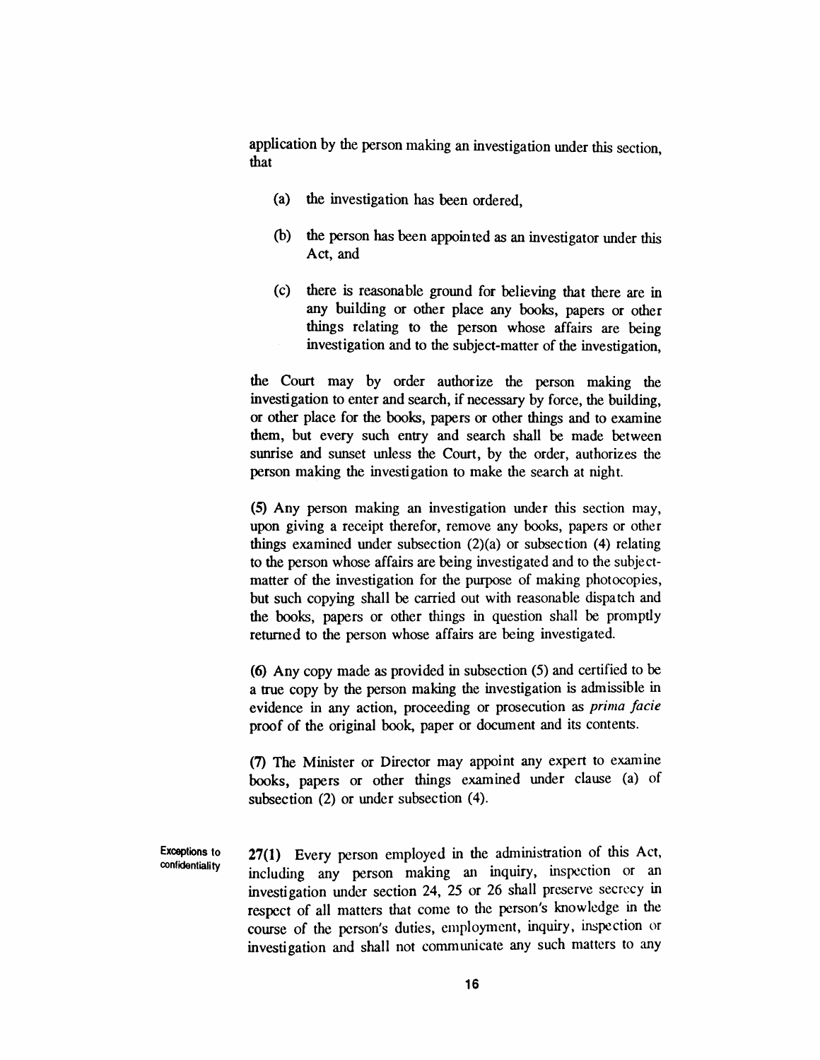application by the person making an investigation under this section, that

(a) the investigation has been ordered,

(b) the person has been appointed as an investigator under this Act, and

(c) there is reasonable ground for believing that there are in any building or other place any books, papers or other things relating to the person whose affairs are being investigation and to the subject-matter of the investigation,

the Court may by order authorize the person making the investigation to enter and search, if necessary by force, the building, or other place for the books, papers or other things and to examine them, but every such entry and search shall be made between sunrise and sunset unless the Court, by the order, authorizes the person making the investigation to make the search at night.

(5) Any person making an investigation under this section may, upon giving a receipt therefor, remove any books, papers or other things examined under subsection (2)(a) or subsection (4) relating to the person whose affairs are being investigated and to the subject-matter of the investigation for the purpose of making photocopies, but such copying shall be carried out with reasonable dispatch and the books, papers or other things in question shall be promptly returned to the person whose affairs are being investigated.

(6) Any copy made as provided in subsection (5) and certified to be a true copy by the person making the investigation is admissible in evidence in any action, proceeding or prosecution as *prima facie* proof of the original book, paper or document and its contents.

(7) The Minister or Director may appoint any expert to examine books, papers or other things examined under clause (a) of subsection (2) or under subsection (4).

**Exceptions to confidentiality**

**27(1)** Every person employed in the administration of this Act, including any person making an inquiry, inspection or an investigation under section 24, 25 or 26 shall preserve secrecy in respect of all matters that come to the person's knowledge in the course of the person's duties, employment, inquiry, inspection or investigation and shall not communicate any such matters to any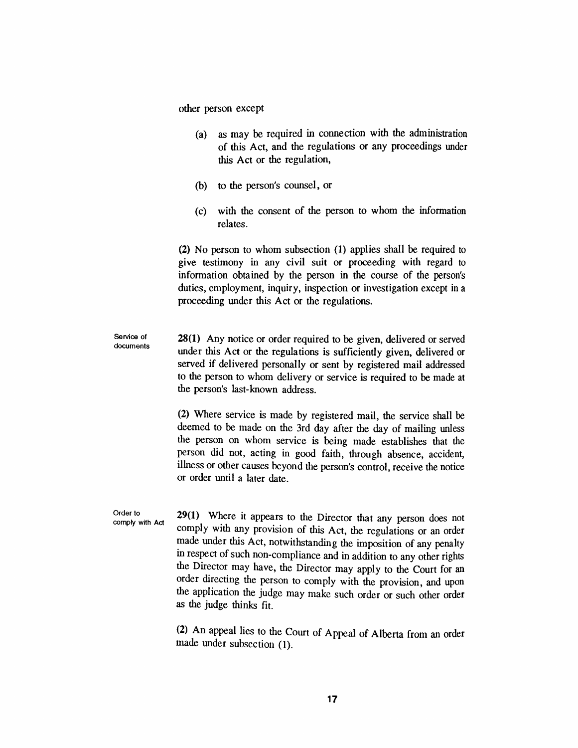other person except

(a) as may be required in connection with the administration of this Act, and the regulations or any proceedings under this Act or the regulation,

(b) to the person's counsel, or

(c) with the consent of the person to whom the information relates.

**(2)** No person to whom subsection (1) applies shall be required to give testimony in any civil suit or proceeding with regard to information obtained by the person in the course of the person's duties, employment, inquiry, inspection or investigation except in a proceeding under this Act or the regulations.

Service of documents

**28(1)** Any notice or order required to be given, delivered or served under this Act or the regulations is sufficiently given, delivered or served if delivered personally or sent by registered mail addressed to the person to whom delivery or service is required to be made at the person's last-known address.

**(2)** Where service is made by registered mail, the service shall be deemed to be made on the 3rd day after the day of mailing unless the person on whom service is being made establishes that the person did not, acting in good faith, through absence, accident, illness or other causes beyond the person's control, receive the notice or order until a later date.

Order to comply with Act

**29(1)** Where it appears to the Director that any person does not comply with any provision of this Act, the regulations or an order made under this Act, notwithstanding the imposition of any penalty in respect of such non-compliance and in addition to any other rights the Director may have, the Director may apply to the Court for an order directing the person to comply with the provision, and upon the application the judge may make such order or such other order as the judge thinks fit.

**(2)** An appeal lies to the Court of Appeal of Alberta from an order made under subsection (1).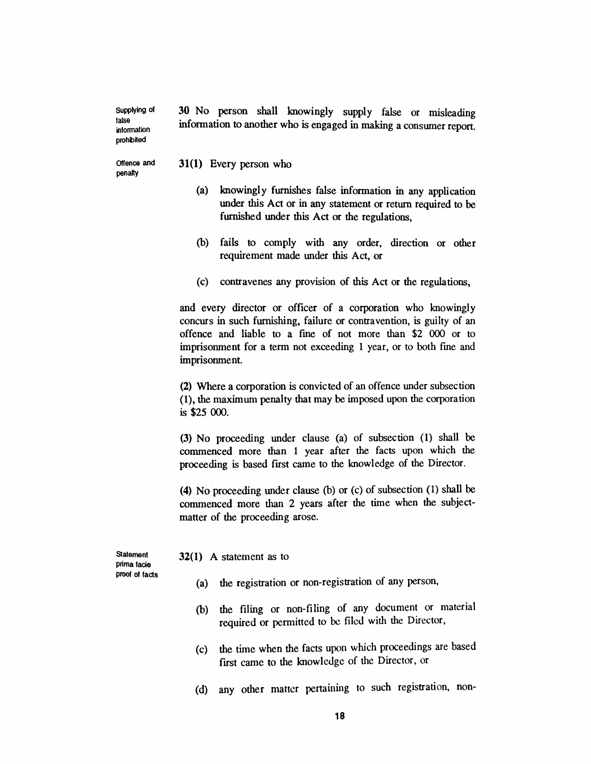**Supplying of false information prohibited**

30 No person shall knowingly supply false or misleading information to another who is engaged in making a consumer report.

**Offence and penalty**

31(1) Every person who

(a) knowingly furnishes false information in any application under this Act or in any statement or return required to be furnished under this Act or the regulations,

(b) fails to comply with any order, direction or other requirement made under this Act, or

(c) contravenes any provision of this Act or the regulations,

and every director or officer of a corporation who knowingly concurs in such furnishing, failure or contravention, is guilty of an offence and liable to a fine of not more than $2 000 or to imprisonment for a term not exceeding 1 year, or to both fine and imprisonment.

(2) Where a corporation is convicted of an offence under subsection (1), the maximum penalty that may be imposed upon the corporation is $25 000.

(3) No proceeding under clause (a) of subsection (1) shall be commenced more than 1 year after the facts upon which the proceeding is based first came to the knowledge of the Director.

(4) No proceeding under clause (b) or (c) of subsection (1) shall be commenced more than 2 years after the time when the subject-matter of the proceeding arose.

**Statement prima facie proof of facts**

32(1) A statement as to

(a) the registration or non-registration of any person,

(b) the filing or non-filing of any document or material required or permitted to be filed with the Director,

(c) the time when the facts upon which proceedings are based first came to the knowledge of the Director, or

(d) any other matter pertaining to such registration, non-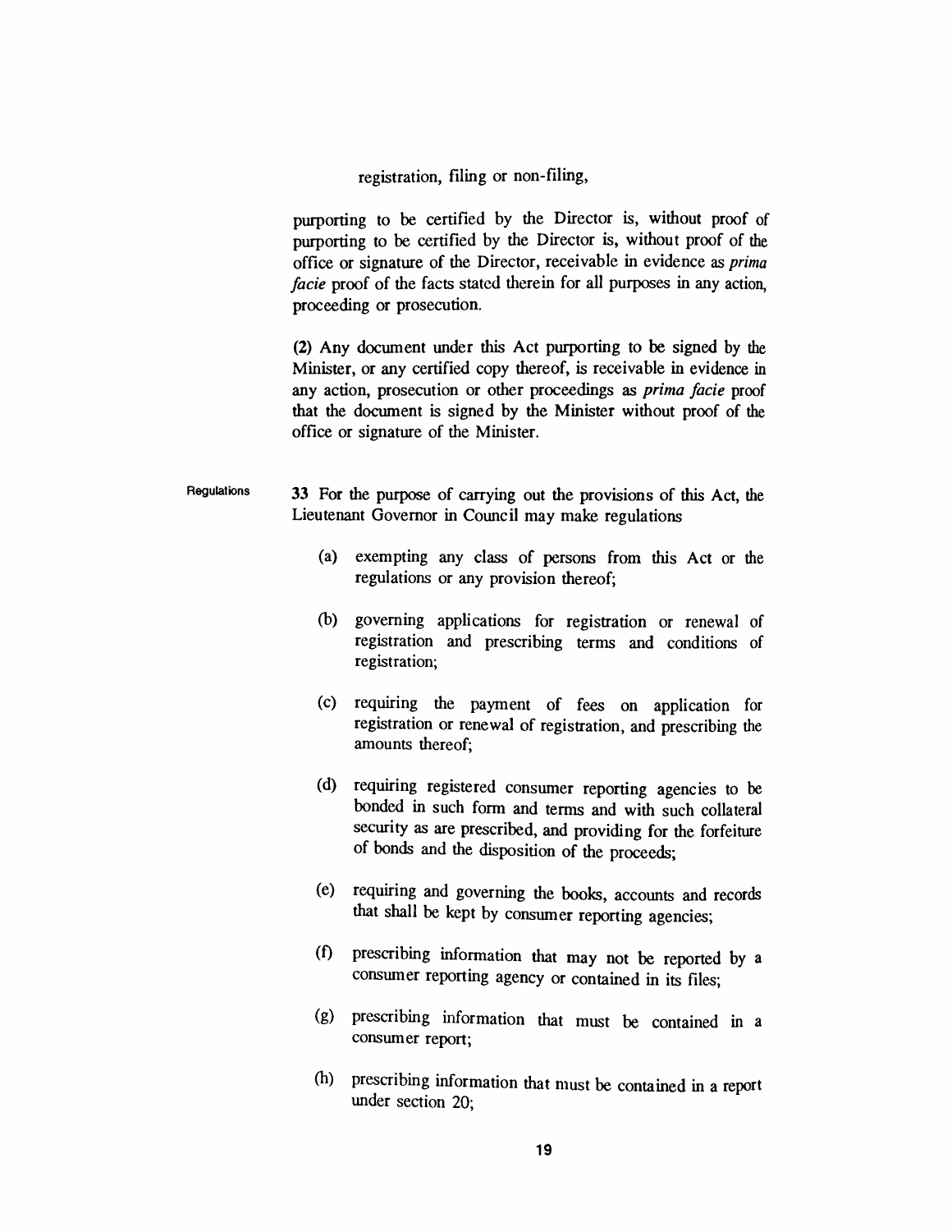registration, filing or non-filing,

purporting to be certified by the Director is, without proof of purporting to be certified by the Director is, without proof of the office or signature of the Director, receivable in evidence as *prima facie* proof of the facts stated therein for all purposes in any action, proceeding or prosecution.

(2) Any document under this Act purporting to be signed by the Minister, or any certified copy thereof, is receivable in evidence in any action, prosecution or other proceedings as *prima facie* proof that the document is signed by the Minister without proof of the office or signature of the Minister.

Regulations

33 For the purpose of carrying out the provisions of this Act, the Lieutenant Governor in Council may make regulations

(a) exempting any class of persons from this Act or the regulations or any provision thereof;

(b) governing applications for registration or renewal of registration and prescribing terms and conditions of registration;

(c) requiring the payment of fees on application for registration or renewal of registration, and prescribing the amounts thereof;

(d) requiring registered consumer reporting agencies to be bonded in such form and terms and with such collateral security as are prescribed, and providing for the forfeiture of bonds and the disposition of the proceeds;

(e) requiring and governing the books, accounts and records that shall be kept by consumer reporting agencies;

(f) prescribing information that may not be reported by a consumer reporting agency or contained in its files;

(g) prescribing information that must be contained in a consumer report;

(h) prescribing information that must be contained in a report under section 20;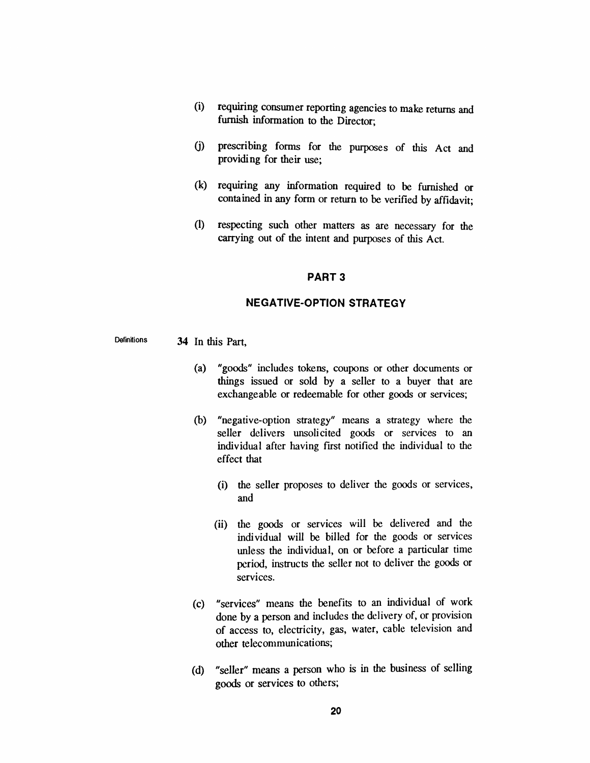(i) requiring consumer reporting agencies to make returns and furnish information to the Director;

(j) prescribing forms for the purposes of this Act and providing for their use;

(k) requiring any information required to be furnished or contained in any form or return to be verified by affidavit;

(l) respecting such other matters as are necessary for the carrying out of the intent and purposes of this Act.

## PART 3

## NEGATIVE-OPTION STRATEGY

Definitions

**34** In this Part,

(a) "goods" includes tokens, coupons or other documents or things issued or sold by a seller to a buyer that are exchangeable or redeemable for other goods or services;

(b) "negative-option strategy" means a strategy where the seller delivers unsolicited goods or services to an individual after having first notified the individual to the effect that

(i) the seller proposes to deliver the goods or services, and

(ii) the goods or services will be delivered and the individual will be billed for the goods or services unless the individual, on or before a particular time period, instructs the seller not to deliver the goods or services.

(c) "services" means the benefits to an individual of work done by a person and includes the delivery of, or provision of access to, electricity, gas, water, cable television and other telecommunications;

(d) "seller" means a person who is in the business of selling goods or services to others;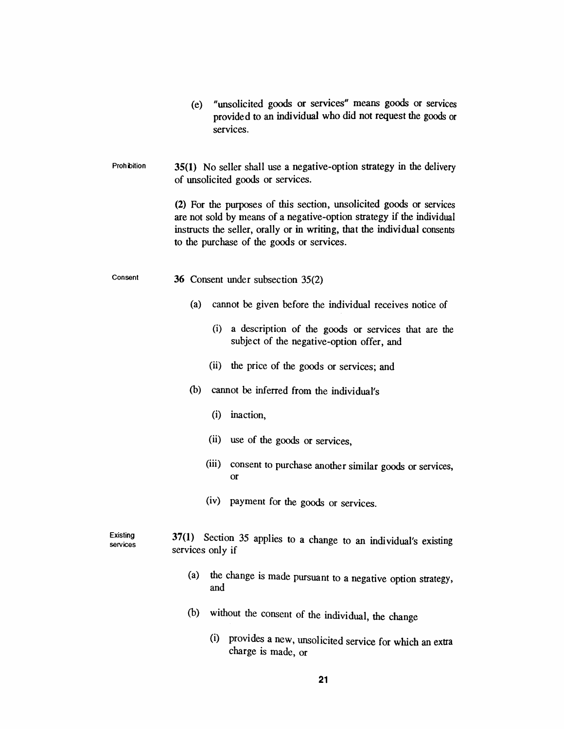(e) "unsolicited goods or services" means goods or services provided to an individual who did not request the goods or services.

Prohibition

**35(1)** No seller shall use a negative-option strategy in the delivery of unsolicited goods or services.

**(2)** For the purposes of this section, unsolicited goods or services are not sold by means of a negative-option strategy if the individual instructs the seller, orally or in writing, that the individual consents to the purchase of the goods or services.

Consent

**36** Consent under subsection 35(2)

(a) cannot be given before the individual receives notice of

(i) a description of the goods or services that are the subject of the negative-option offer, and

(ii) the price of the goods or services; and

(b) cannot be inferred from the individual's

(i) inaction,

(ii) use of the goods or services,

(iii) consent to purchase another similar goods or services, or

(iv) payment for the goods or services.

Existing services

**37(1)** Section 35 applies to a change to an individual's existing services only if

(a) the change is made pursuant to a negative option strategy, and

(b) without the consent of the individual, the change

(i) provides a new, unsolicited service for which an extra charge is made, or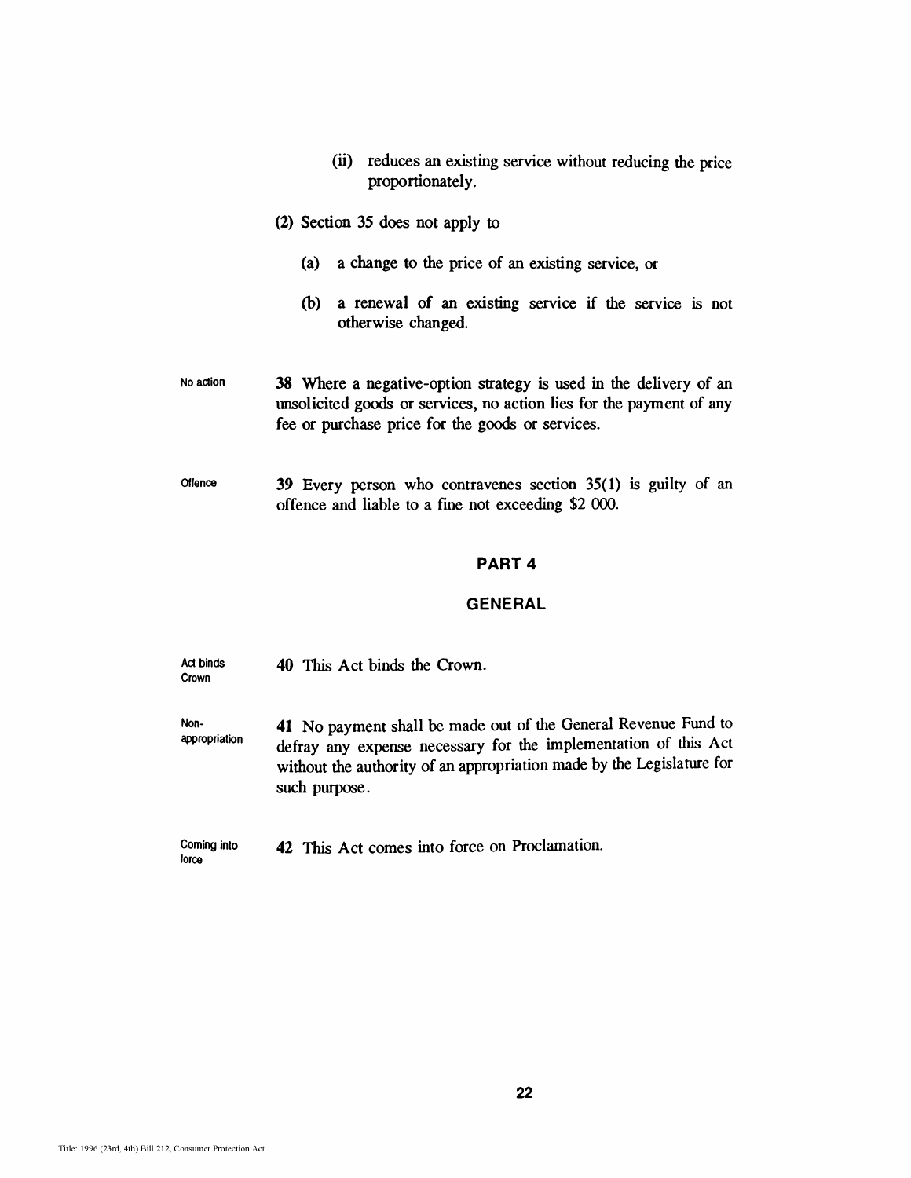(ii) reduces an existing service without reducing the price proportionately.

(2) Section 35 does not apply to

(a) a change to the price of an existing service, or

(b) a renewal of an existing service if the service is not otherwise changed.

No action

**38** Where a negative-option strategy is used in the delivery of an unsolicited goods or services, no action lies for the payment of any fee or purchase price for the goods or services.

Offence

**39** Every person who contravenes section 35(1) is guilty of an offence and liable to a fine not exceeding $2 000.

## PART 4

## GENERAL

Act binds Crown

**40** This Act binds the Crown.

Non-appropriation

**41** No payment shall be made out of the General Revenue Fund to defray any expense necessary for the implementation of this Act without the authority of an appropriation made by the Legislature for such purpose.

Coming into force

**42** This Act comes into force on Proclamation.

Title: 1996 (23rd, 4th) Bill 212, Consumer Protection Act